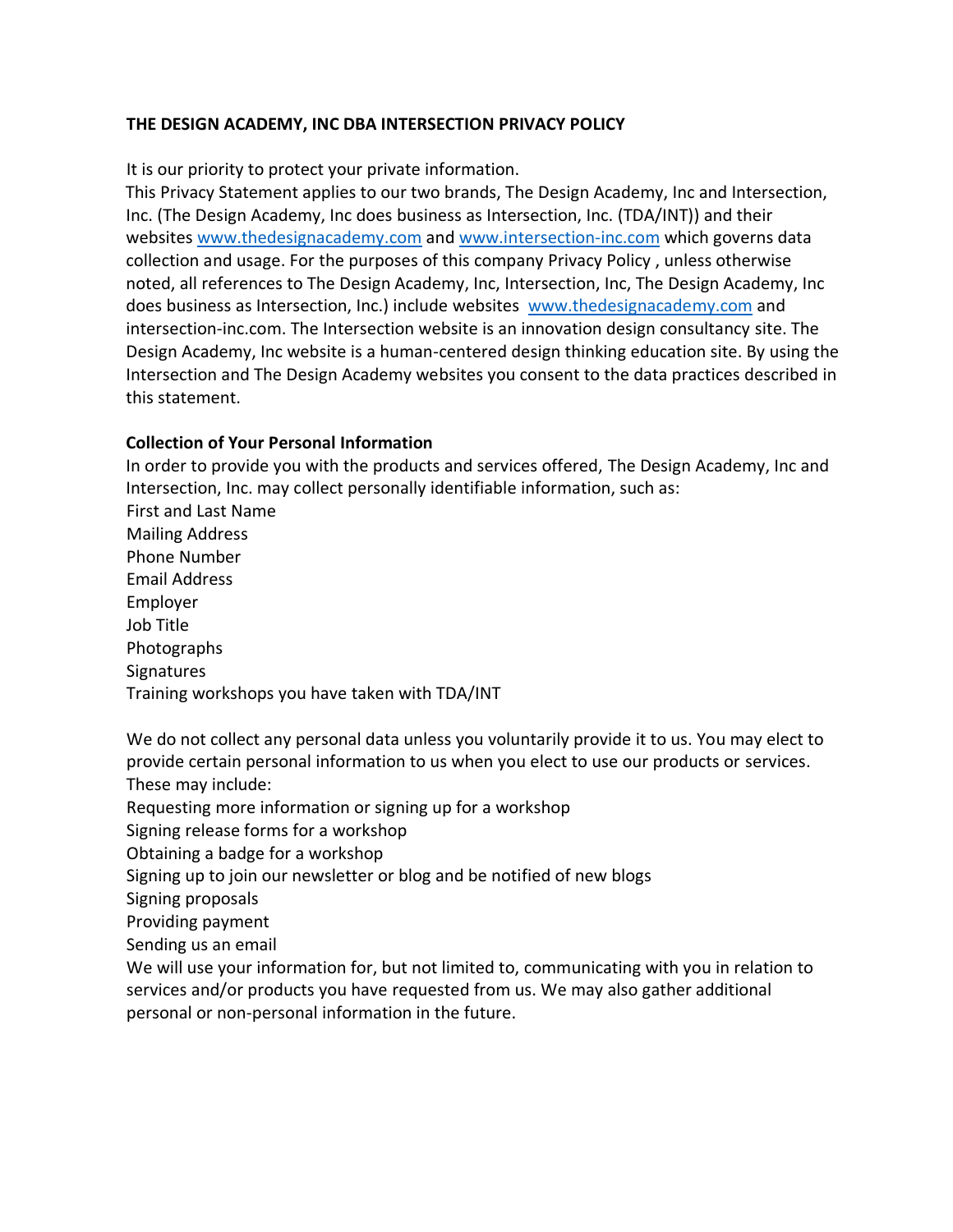**THE DESIGN ACADEMY, INC DBA INTERSECTION PRIVACY POLICY**

It is our priority to protect your private information.
This Privacy Statement applies to our two brands, The Design Academy, Inc and Intersection, Inc. (The Design Academy, Inc does business as Intersection, Inc. (TDA/INT)) and their websites www.thedesignacademy.com and www.intersection-inc.com which governs data collection and usage. For the purposes of this company Privacy Policy , unless otherwise noted, all references to The Design Academy, Inc, Intersection, Inc, The Design Academy, Inc does business as Intersection, Inc.) include websites www.thedesignacademy.com and intersection-inc.com. The Intersection website is an innovation design consultancy site. The Design Academy, Inc website is a human-centered design thinking education site. By using the Intersection and The Design Academy websites you consent to the data practices described in this statement.

**Collection of Your Personal Information**

In order to provide you with the products and services offered, The Design Academy, Inc and Intersection, Inc. may collect personally identifiable information, such as:
First and Last Name
Mailing Address
Phone Number
Email Address
Employer
Job Title
Photographs
Signatures
Training workshops you have taken with TDA/INT

We do not collect any personal data unless you voluntarily provide it to us. You may elect to provide certain personal information to us when you elect to use our products or services. These may include:
Requesting more information or signing up for a workshop
Signing release forms for a workshop
Obtaining a badge for a workshop
Signing up to join our newsletter or blog and be notified of new blogs
Signing proposals
Providing payment
Sending us an email
We will use your information for, but not limited to, communicating with you in relation to services and/or products you have requested from us. We may also gather additional personal or non-personal information in the future.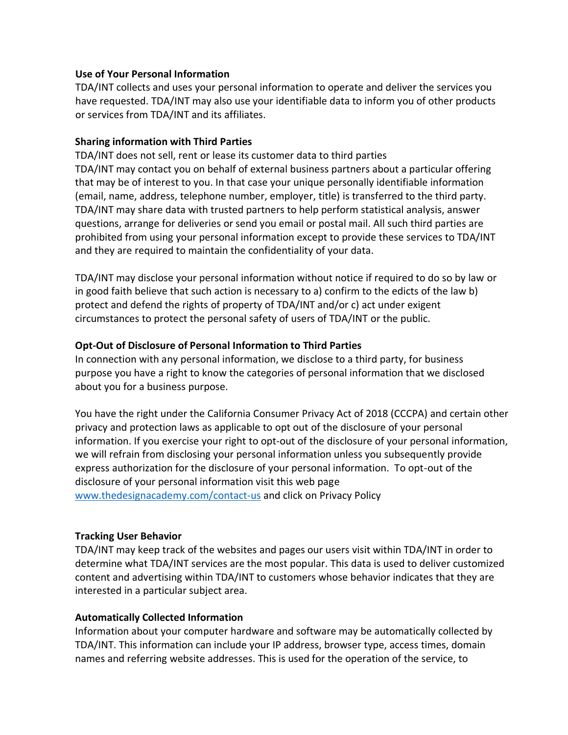**Use of Your Personal Information**

TDA/INT collects and uses your personal information to operate and deliver the services you have requested. TDA/INT may also use your identifiable data to inform you of other products or services from TDA/INT and its affiliates.

**Sharing information with Third Parties**

TDA/INT does not sell, rent or lease its customer data to third parties

TDA/INT may contact you on behalf of external business partners about a particular offering that may be of interest to you. In that case your unique personally identifiable information (email, name, address, telephone number, employer, title) is transferred to the third party. TDA/INT may share data with trusted partners to help perform statistical analysis, answer questions, arrange for deliveries or send you email or postal mail. All such third parties are prohibited from using your personal information except to provide these services to TDA/INT and they are required to maintain the confidentiality of your data.

TDA/INT may disclose your personal information without notice if required to do so by law or in good faith believe that such action is necessary to a) confirm to the edicts of the law b) protect and defend the rights of property of TDA/INT and/or c) act under exigent circumstances to protect the personal safety of users of TDA/INT or the public.

**Opt-Out of Disclosure of Personal Information to Third Parties**

In connection with any personal information, we disclose to a third party, for business purpose you have a right to know the categories of personal information that we disclosed about you for a business purpose.

You have the right under the California Consumer Privacy Act of 2018 (CCCPA) and certain other privacy and protection laws as applicable to opt out of the disclosure of your personal information. If you exercise your right to opt-out of the disclosure of your personal information, we will refrain from disclosing your personal information unless you subsequently provide express authorization for the disclosure of your personal information. To opt-out of the disclosure of your personal information visit this web page [www.thedesignacademy.com/contact-us](www.thedesignacademy.com/contact-us) and click on Privacy Policy

**Tracking User Behavior**

TDA/INT may keep track of the websites and pages our users visit within TDA/INT in order to determine what TDA/INT services are the most popular. This data is used to deliver customized content and advertising within TDA/INT to customers whose behavior indicates that they are interested in a particular subject area.

**Automatically Collected Information**

Information about your computer hardware and software may be automatically collected by TDA/INT. This information can include your IP address, browser type, access times, domain names and referring website addresses. This is used for the operation of the service, to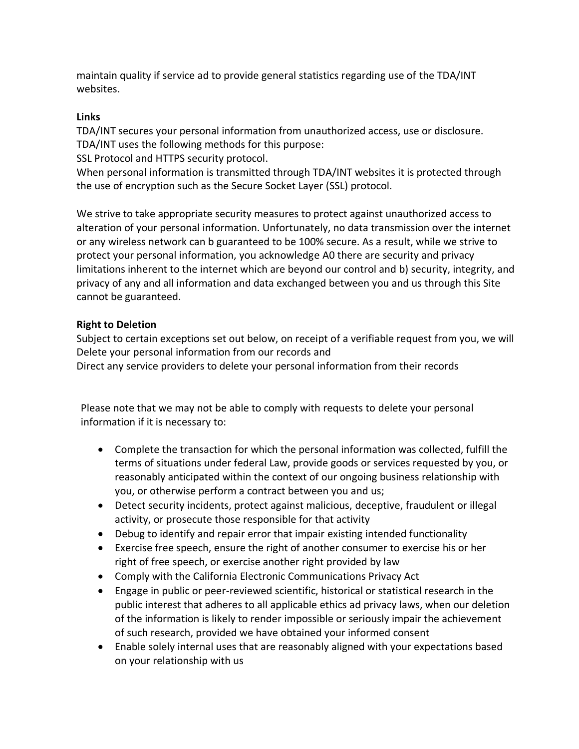maintain quality if service ad to provide general statistics regarding use of the TDA/INT websites.

**Links**

TDA/INT secures your personal information from unauthorized access, use or disclosure. TDA/INT uses the following methods for this purpose:
SSL Protocol and HTTPS security protocol.
When personal information is transmitted through TDA/INT websites it is protected through the use of encryption such as the Secure Socket Layer (SSL) protocol.

We strive to take appropriate security measures to protect against unauthorized access to alteration of your personal information. Unfortunately, no data transmission over the internet or any wireless network can b guaranteed to be 100% secure. As a result, while we strive to protect your personal information, you acknowledge A0 there are security and privacy limitations inherent to the internet which are beyond our control and b) security, integrity, and privacy of any and all information and data exchanged between you and us through this Site cannot be guaranteed.

**Right to Deletion**

Subject to certain exceptions set out below, on receipt of a verifiable request from you, we will
Delete your personal information from our records and
Direct any service providers to delete your personal information from their records

Please note that we may not be able to comply with requests to delete your personal information if it is necessary to:

- Complete the transaction for which the personal information was collected, fulfill the terms of situations under federal Law, provide goods or services requested by you, or reasonably anticipated within the context of our ongoing business relationship with you, or otherwise perform a contract between you and us;
- Detect security incidents, protect against malicious, deceptive, fraudulent or illegal activity, or prosecute those responsible for that activity
- Debug to identify and repair error that impair existing intended functionality
- Exercise free speech, ensure the right of another consumer to exercise his or her right of free speech, or exercise another right provided by law
- Comply with the California Electronic Communications Privacy Act
- Engage in public or peer-reviewed scientific, historical or statistical research in the public interest that adheres to all applicable ethics ad privacy laws, when our deletion of the information is likely to render impossible or seriously impair the achievement of such research, provided we have obtained your informed consent
- Enable solely internal uses that are reasonably aligned with your expectations based on your relationship with us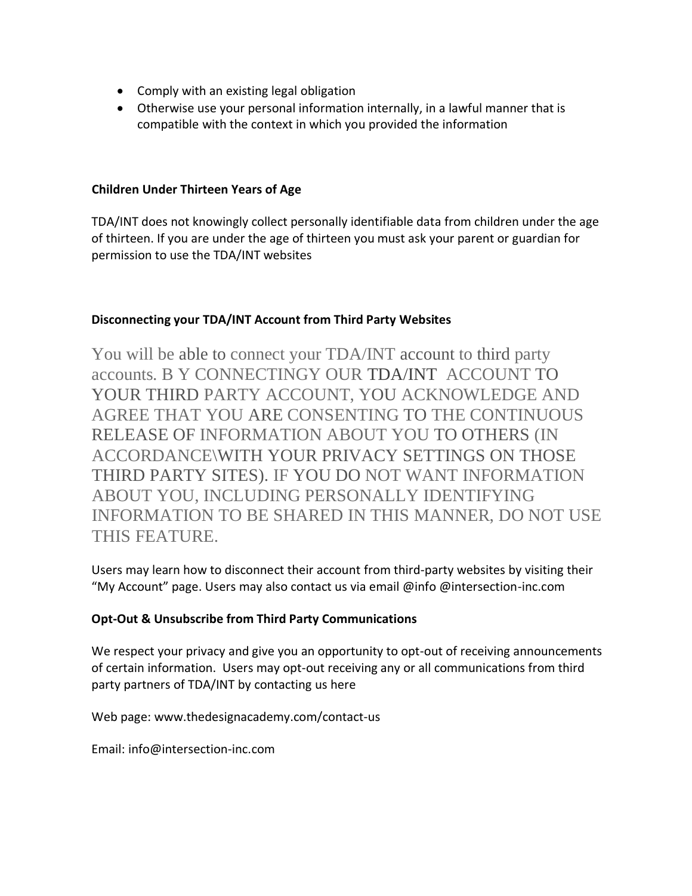- Comply with an existing legal obligation
- Otherwise use your personal information internally, in a lawful manner that is compatible with the context in which you provided the information

**Children Under Thirteen Years of Age**

TDA/INT does not knowingly collect personally identifiable data from children under the age of thirteen. If you are under the age of thirteen you must ask your parent or guardian for permission to use the TDA/INT websites

**Disconnecting your TDA/INT Account from Third Party Websites**

You will be able to connect your TDA/INT account to third party accounts. B Y CONNECTINGY OUR TDA/INT ACCOUNT TO YOUR THIRD PARTY ACCOUNT, YOU ACKNOWLEDGE AND AGREE THAT YOU ARE CONSENTING TO THE CONTINUOUS RELEASE OF INFORMATION ABOUT YOU TO OTHERS (IN ACCORDANCE\WITH YOUR PRIVACY SETTINGS ON THOSE THIRD PARTY SITES). IF YOU DO NOT WANT INFORMATION ABOUT YOU, INCLUDING PERSONALLY IDENTIFYING INFORMATION TO BE SHARED IN THIS MANNER, DO NOT USE THIS FEATURE.

Users may learn how to disconnect their account from third-party websites by visiting their "My Account" page. Users may also contact us via email @info @intersection-inc.com

**Opt-Out & Unsubscribe from Third Party Communications**

We respect your privacy and give you an opportunity to opt-out of receiving announcements of certain information. Users may opt-out receiving any or all communications from third party partners of TDA/INT by contacting us here

Web page: www.thedesignacademy.com/contact-us

Email: info@intersection-inc.com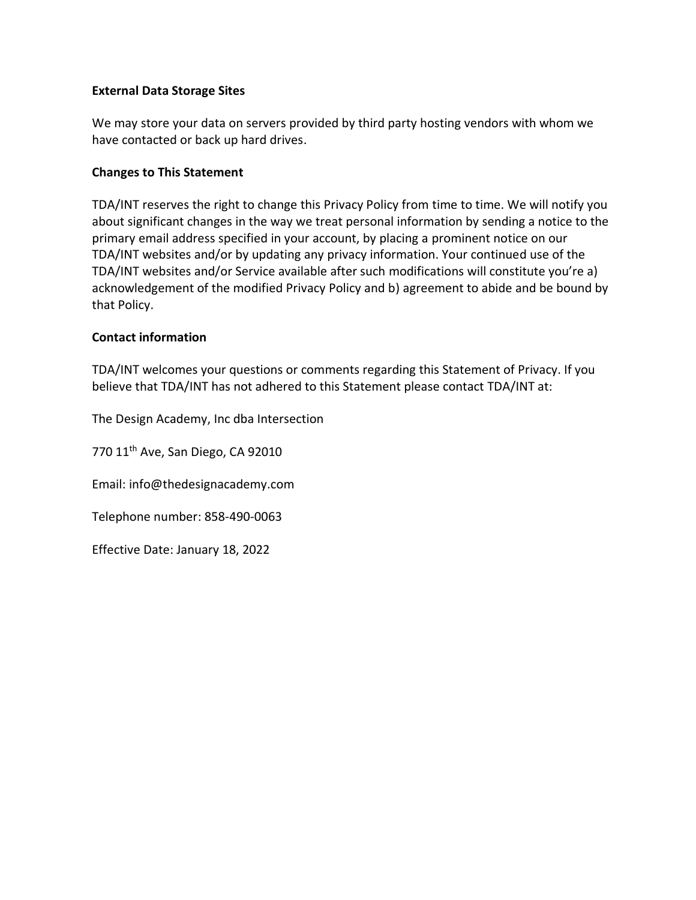**External Data Storage Sites**

We may store your data on servers provided by third party hosting vendors with whom we have contacted or back up hard drives.

**Changes to This Statement**

TDA/INT reserves the right to change this Privacy Policy from time to time. We will notify you about significant changes in the way we treat personal information by sending a notice to the primary email address specified in your account, by placing a prominent notice on our TDA/INT websites and/or by updating any privacy information. Your continued use of the TDA/INT websites and/or Service available after such modifications will constitute you're a) acknowledgement of the modified Privacy Policy and b) agreement to abide and be bound by that Policy.

**Contact information**

TDA/INT welcomes your questions or comments regarding this Statement of Privacy. If you believe that TDA/INT has not adhered to this Statement please contact TDA/INT at:

The Design Academy, Inc dba Intersection

770 11th Ave, San Diego, CA 92010

Email: info@thedesignacademy.com

Telephone number: 858-490-0063

Effective Date: January 18, 2022